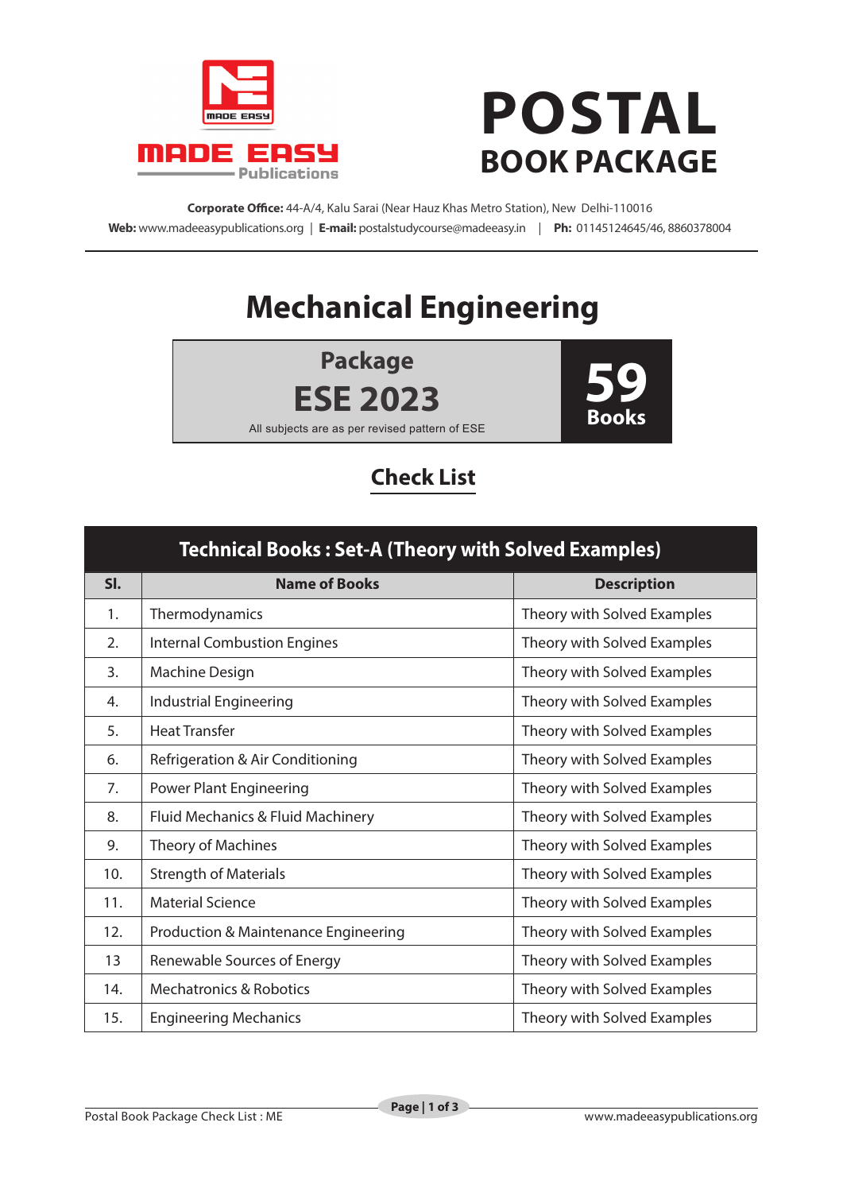MADE EASY Publications

# POSTAL
## BOOK PACKAGE

**Corporate Office:** 44-A/4, Kalu Sarai (Near Hauz Khas Metro Station), New Delhi-110016
**Web:** www.madeeasypublications.org | **E-mail:** postalstudycourse@madeeasy.in | **Ph:** 01145124645/46, 8860378004

# Mechanical Engineering

**Package**
**ESE 2023**
All subjects are as per revised pattern of ESE

**59 Books**

## Check List

| Technical Books : Set-A (Theory with Solved Examples) | | |
|---|---|---|
| **Sl.** | **Name of Books** | **Description** |
| 1. | Thermodynamics | Theory with Solved Examples |
| 2. | Internal Combustion Engines | Theory with Solved Examples |
| 3. | Machine Design | Theory with Solved Examples |
| 4. | Industrial Engineering | Theory with Solved Examples |
| 5. | Heat Transfer | Theory with Solved Examples |
| 6. | Refrigeration & Air Conditioning | Theory with Solved Examples |
| 7. | Power Plant Engineering | Theory with Solved Examples |
| 8. | Fluid Mechanics & Fluid Machinery | Theory with Solved Examples |
| 9. | Theory of Machines | Theory with Solved Examples |
| 10. | Strength of Materials | Theory with Solved Examples |
| 11. | Material Science | Theory with Solved Examples |
| 12. | Production & Maintenance Engineering | Theory with Solved Examples |
| 13 | Renewable Sources of Energy | Theory with Solved Examples |
| 14. | Mechatronics & Robotics | Theory with Solved Examples |
| 15. | Engineering Mechanics | Theory with Solved Examples |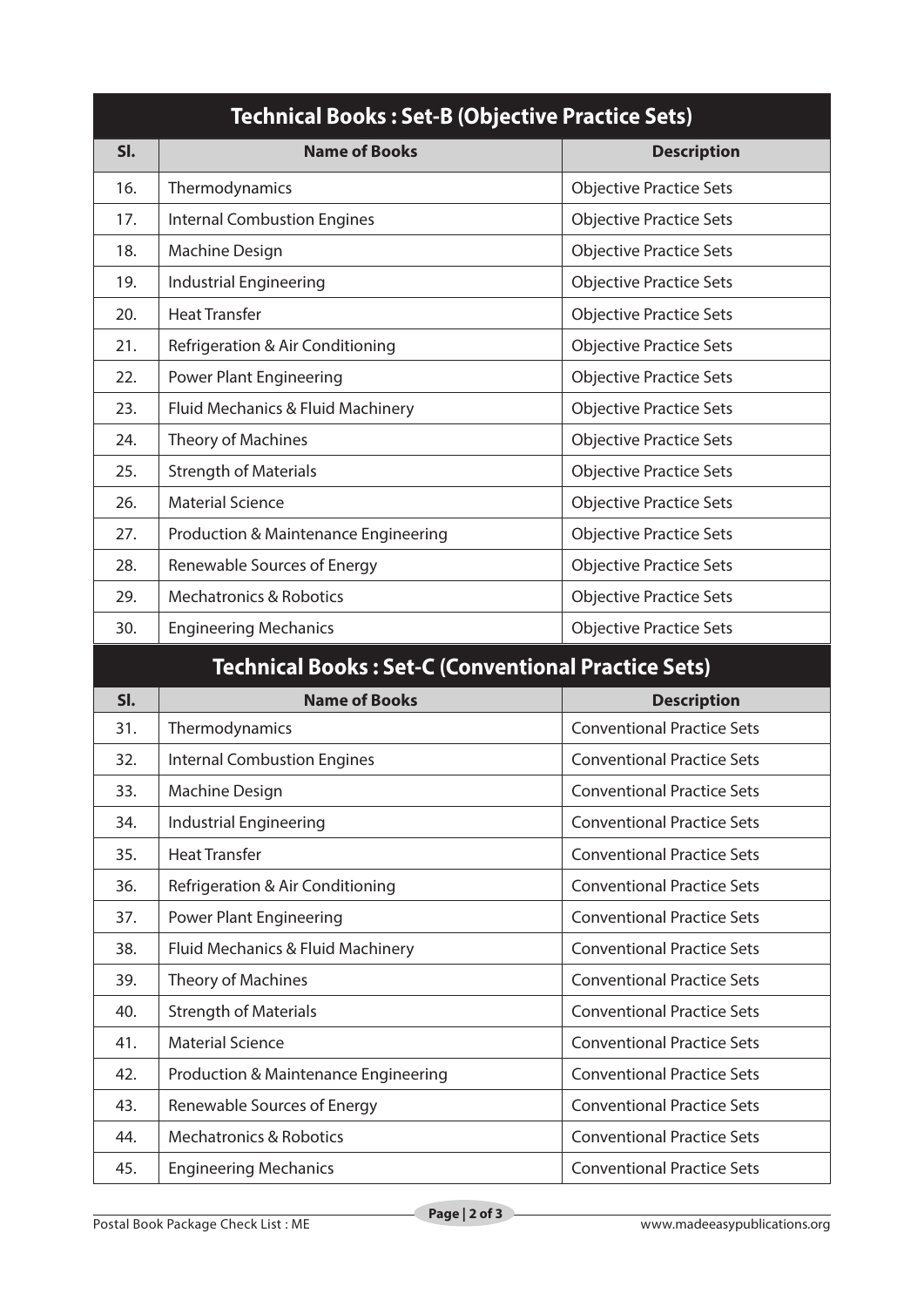## Technical Books : Set-B (Objective Practice Sets)

| Sl. | Name of Books | Description |
|---|---|---|
| 16. | Thermodynamics | Objective Practice Sets |
| 17. | Internal Combustion Engines | Objective Practice Sets |
| 18. | Machine Design | Objective Practice Sets |
| 19. | Industrial Engineering | Objective Practice Sets |
| 20. | Heat Transfer | Objective Practice Sets |
| 21. | Refrigeration & Air Conditioning | Objective Practice Sets |
| 22. | Power Plant Engineering | Objective Practice Sets |
| 23. | Fluid Mechanics & Fluid Machinery | Objective Practice Sets |
| 24. | Theory of Machines | Objective Practice Sets |
| 25. | Strength of Materials | Objective Practice Sets |
| 26. | Material Science | Objective Practice Sets |
| 27. | Production & Maintenance Engineering | Objective Practice Sets |
| 28. | Renewable Sources of Energy | Objective Practice Sets |
| 29. | Mechatronics & Robotics | Objective Practice Sets |
| 30. | Engineering Mechanics | Objective Practice Sets |

## Technical Books : Set-C (Conventional Practice Sets)

| Sl. | Name of Books | Description |
|---|---|---|
| 31. | Thermodynamics | Conventional Practice Sets |
| 32. | Internal Combustion Engines | Conventional Practice Sets |
| 33. | Machine Design | Conventional Practice Sets |
| 34. | Industrial Engineering | Conventional Practice Sets |
| 35. | Heat Transfer | Conventional Practice Sets |
| 36. | Refrigeration & Air Conditioning | Conventional Practice Sets |
| 37. | Power Plant Engineering | Conventional Practice Sets |
| 38. | Fluid Mechanics & Fluid Machinery | Conventional Practice Sets |
| 39. | Theory of Machines | Conventional Practice Sets |
| 40. | Strength of Materials | Conventional Practice Sets |
| 41. | Material Science | Conventional Practice Sets |
| 42. | Production & Maintenance Engineering | Conventional Practice Sets |
| 43. | Renewable Sources of Energy | Conventional Practice Sets |
| 44. | Mechatronics & Robotics | Conventional Practice Sets |
| 45. | Engineering Mechanics | Conventional Practice Sets |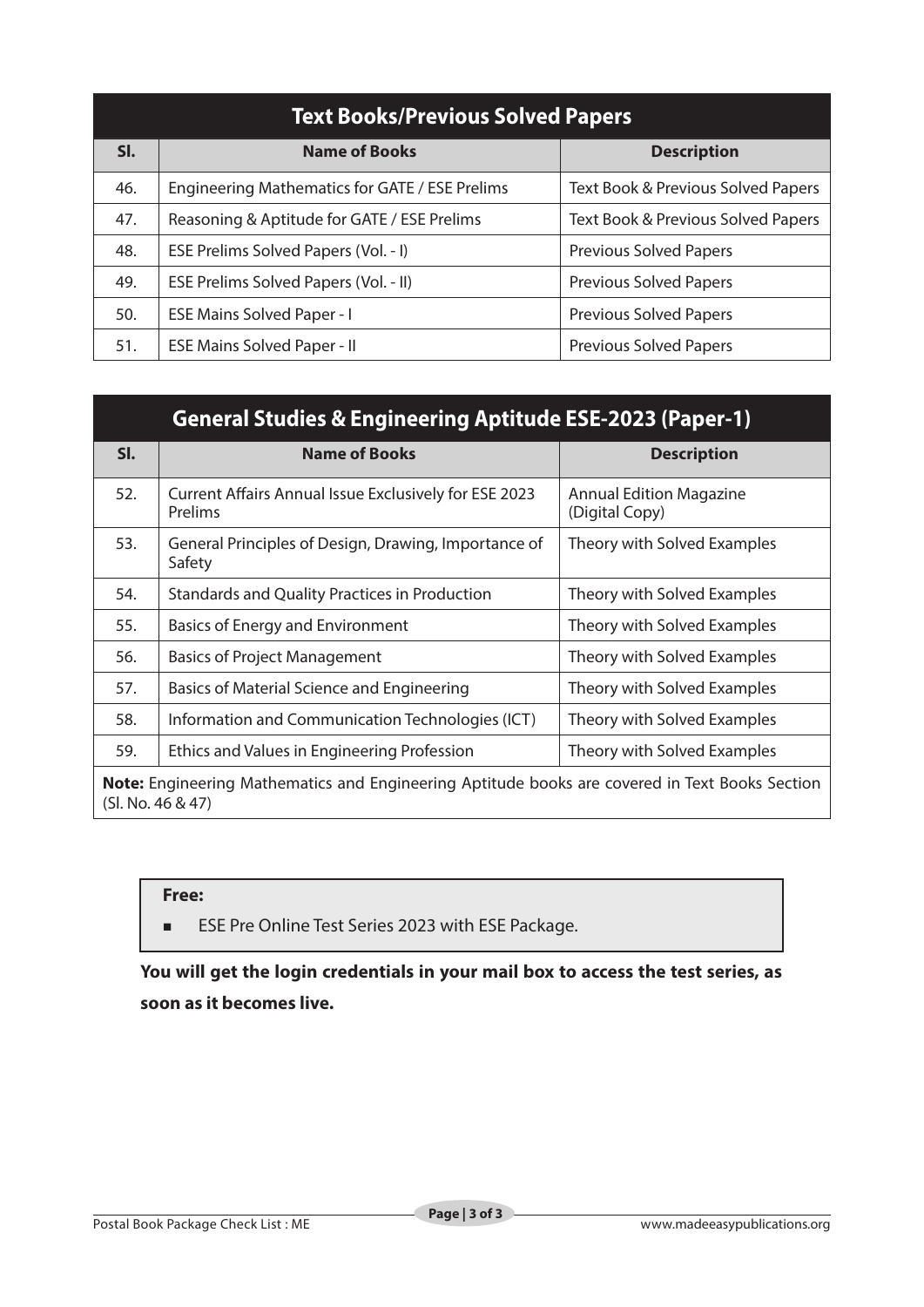## Text Books/Previous Solved Papers

| Sl. | Name of Books | Description |
|---|---|---|
| 46. | Engineering Mathematics for GATE / ESE Prelims | Text Book & Previous Solved Papers |
| 47. | Reasoning & Aptitude for GATE / ESE Prelims | Text Book & Previous Solved Papers |
| 48. | ESE Prelims Solved Papers (Vol. - I) | Previous Solved Papers |
| 49. | ESE Prelims Solved Papers (Vol. - II) | Previous Solved Papers |
| 50. | ESE Mains Solved Paper - I | Previous Solved Papers |
| 51. | ESE Mains Solved Paper - II | Previous Solved Papers |

## General Studies & Engineering Aptitude ESE-2023 (Paper-1)

| Sl. | Name of Books | Description |
|---|---|---|
| 52. | Current Affairs Annual Issue Exclusively for ESE 2023 Prelims | Annual Edition Magazine (Digital Copy) |
| 53. | General Principles of Design, Drawing, Importance of Safety | Theory with Solved Examples |
| 54. | Standards and Quality Practices in Production | Theory with Solved Examples |
| 55. | Basics of Energy and Environment | Theory with Solved Examples |
| 56. | Basics of Project Management | Theory with Solved Examples |
| 57. | Basics of Material Science and Engineering | Theory with Solved Examples |
| 58. | Information and Communication Technologies (ICT) | Theory with Solved Examples |
| 59. | Ethics and Values in Engineering Profession | Theory with Solved Examples |

**Note:** Engineering Mathematics and Engineering Aptitude books are covered in Text Books Section (Sl. No. 46 & 47)

**Free:**

- ESE Pre Online Test Series 2023 with ESE Package.

**You will get the login credentials in your mail box to access the test series, as soon as it becomes live.**